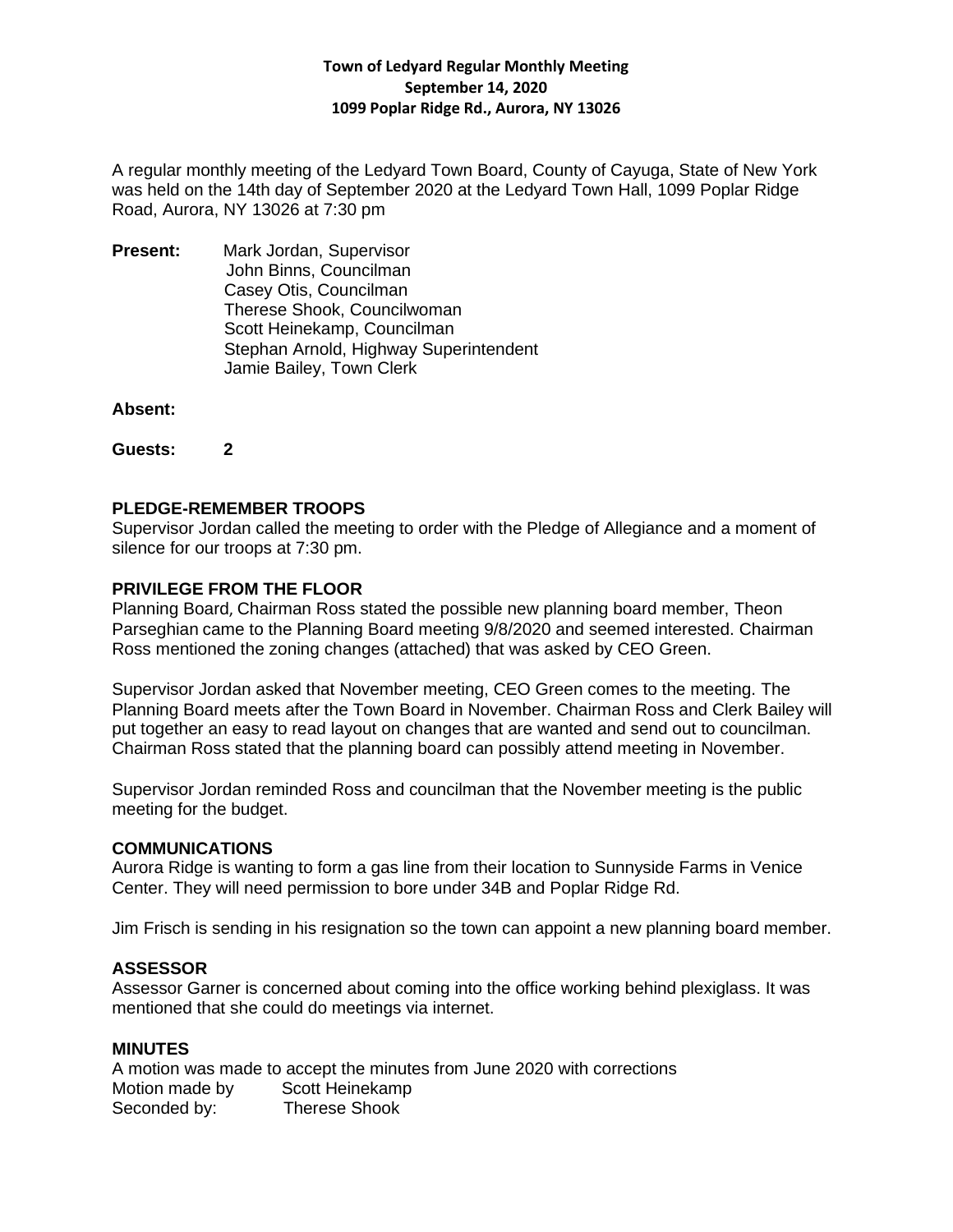**Town of Ledyard Regular Monthly Meeting**
**September 14, 2020**
**1099 Poplar Ridge Rd., Aurora, NY 13026**

A regular monthly meeting of the Ledyard Town Board, County of Cayuga, State of New York was held on the 14th day of September 2020 at the Ledyard Town Hall, 1099 Poplar Ridge Road, Aurora, NY 13026 at 7:30 pm

**Present:** Mark Jordan, Supervisor
John Binns, Councilman
Casey Otis, Councilman
Therese Shook, Councilwoman
Scott Heinekamp, Councilman
Stephan Arnold, Highway Superintendent
Jamie Bailey, Town Clerk

**Absent:**

**Guests:** **2**

### PLEDGE-REMEMBER TROOPS

Supervisor Jordan called the meeting to order with the Pledge of Allegiance and a moment of silence for our troops at 7:30 pm.

### PRIVILEGE FROM THE FLOOR

Planning Board*,* Chairman Ross stated the possible new planning board member, Theon Parseghian came to the Planning Board meeting 9/8/2020 and seemed interested. Chairman Ross mentioned the zoning changes (attached) that was asked by CEO Green.

Supervisor Jordan asked that November meeting, CEO Green comes to the meeting. The Planning Board meets after the Town Board in November. Chairman Ross and Clerk Bailey will put together an easy to read layout on changes that are wanted and send out to councilman. Chairman Ross stated that the planning board can possibly attend meeting in November.

Supervisor Jordan reminded Ross and councilman that the November meeting is the public meeting for the budget.

### COMMUNICATIONS

Aurora Ridge is wanting to form a gas line from their location to Sunnyside Farms in Venice Center. They will need permission to bore under 34B and Poplar Ridge Rd.

Jim Frisch is sending in his resignation so the town can appoint a new planning board member.

### ASSESSOR

Assessor Garner is concerned about coming into the office working behind plexiglass. It was mentioned that she could do meetings via internet.

### MINUTES

A motion was made to accept the minutes from June 2020 with corrections
Motion made by Scott Heinekamp
Seconded by: Therese Shook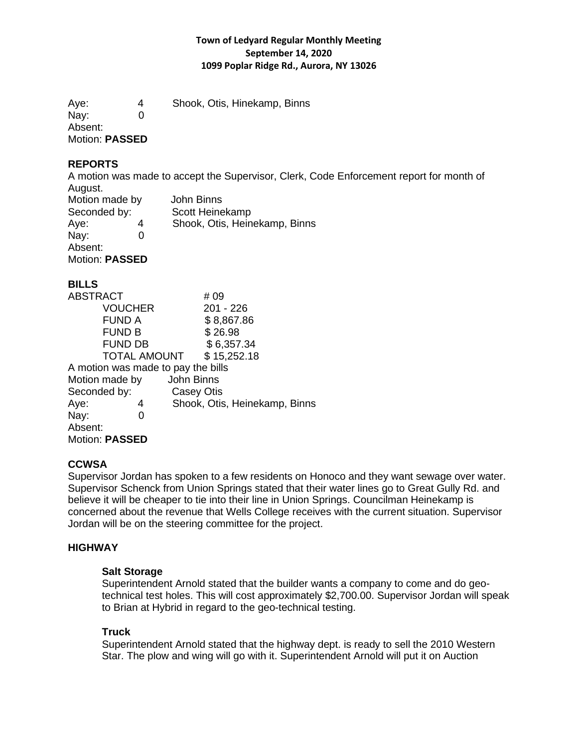Aye: 4 Shook, Otis, Hinekamp, Binns
Nay: 0
Absent:
Motion: **PASSED**

## REPORTS

A motion was made to accept the Supervisor, Clerk, Code Enforcement report for month of August.

Motion made by John Binns
Seconded by: Scott Heinekamp
Aye: 4 Shook, Otis, Heinekamp, Binns
Nay: 0
Absent:
Motion: **PASSED**

## BILLS

| ABSTRACT | # 09 |
|---|---|
| VOUCHER | 201 - 226 |
| FUND A | $ 8,867.86 |
| FUND B | $ 26.98 |
| FUND DB | $ 6,357.34 |
| TOTAL AMOUNT | $ 15,252.18 |

A motion was made to pay the bills
Motion made by John Binns
Seconded by: Casey Otis
Aye: 4 Shook, Otis, Heinekamp, Binns
Nay: 0
Absent:
Motion: **PASSED**

## CCWSA

Supervisor Jordan has spoken to a few residents on Honoco and they want sewage over water. Supervisor Schenck from Union Springs stated that their water lines go to Great Gully Rd. and believe it will be cheaper to tie into their line in Union Springs. Councilman Heinekamp is concerned about the revenue that Wells College receives with the current situation. Supervisor Jordan will be on the steering committee for the project.

## HIGHWAY

### Salt Storage

Superintendent Arnold stated that the builder wants a company to come and do geo-technical test holes. This will cost approximately $2,700.00. Supervisor Jordan will speak to Brian at Hybrid in regard to the geo-technical testing.

### Truck

Superintendent Arnold stated that the highway dept. is ready to sell the 2010 Western Star. The plow and wing will go with it. Superintendent Arnold will put it on Auction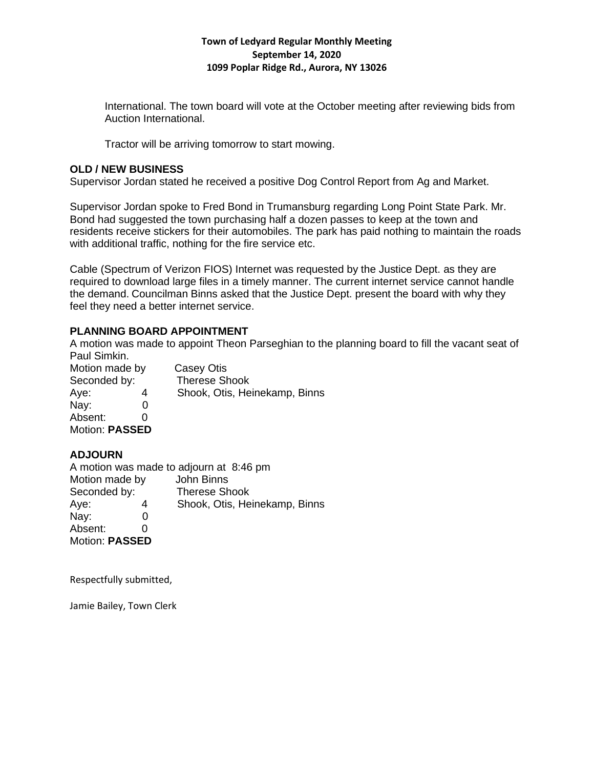International. The town board will vote at the October meeting after reviewing bids from Auction International.

Tractor will be arriving tomorrow to start mowing.

## OLD / NEW BUSINESS

Supervisor Jordan stated he received a positive Dog Control Report from Ag and Market.

Supervisor Jordan spoke to Fred Bond in Trumansburg regarding Long Point State Park. Mr. Bond had suggested the town purchasing half a dozen passes to keep at the town and residents receive stickers for their automobiles. The park has paid nothing to maintain the roads with additional traffic, nothing for the fire service etc.

Cable (Spectrum of Verizon FIOS) Internet was requested by the Justice Dept. as they are required to download large files in a timely manner. The current internet service cannot handle the demand. Councilman Binns asked that the Justice Dept. present the board with why they feel they need a better internet service.

## PLANNING BOARD APPOINTMENT

A motion was made to appoint Theon Parseghian to the planning board to fill the vacant seat of Paul Simkin.

Motion made by Casey Otis
Seconded by: Therese Shook
Aye: 4 Shook, Otis, Heinekamp, Binns
Nay: 0
Absent: 0
Motion: **PASSED**

## ADJOURN

A motion was made to adjourn at 8:46 pm
Motion made by John Binns
Seconded by: Therese Shook
Aye: 4 Shook, Otis, Heinekamp, Binns
Nay: 0
Absent: 0
Motion: **PASSED**

Respectfully submitted,

Jamie Bailey, Town Clerk